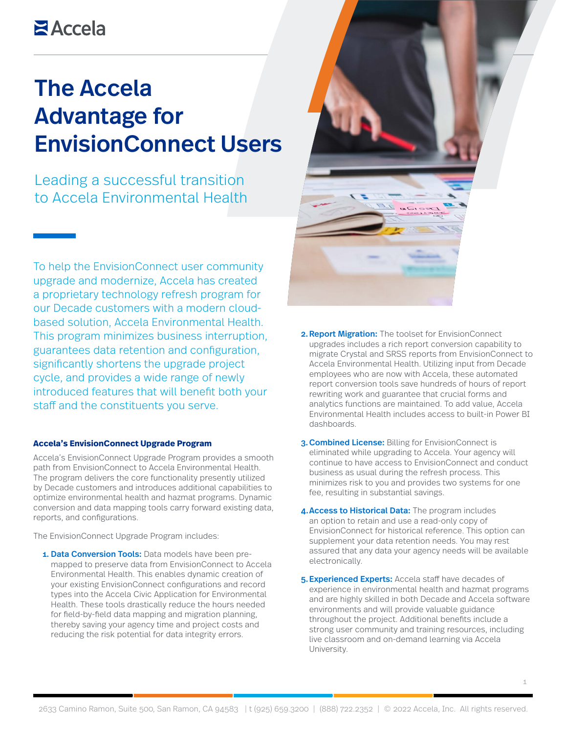# The Accela Advantage for EnvisionConnect Users

## Leading a successful transition to Accela Environmental Health

To help the EnvisionConnect user community upgrade and modernize, Accela has created a proprietary technology refresh program for our Decade customers with a modern cloud-based solution, Accela Environmental Health. This program minimizes business interruption, guarantees data retention and configuration, significantly shortens the upgrade project cycle, and provides a wide range of newly introduced features that will benefit both your staff and the constituents you serve.

### Accela's EnvisionConnect Upgrade Program

Accela's EnvisionConnect Upgrade Program provides a smooth path from EnvisionConnect to Accela Environmental Health. The program delivers the core functionality presently utilized by Decade customers and introduces additional capabilities to optimize environmental health and hazmat programs. Dynamic conversion and data mapping tools carry forward existing data, reports, and configurations.

The EnvisionConnect Upgrade Program includes:

1. **Data Conversion Tools:** Data models have been pre-mapped to preserve data from EnvisionConnect to Accela Environmental Health. This enables dynamic creation of your existing EnvisionConnect configurations and record types into the Accela Civic Application for Environmental Health. These tools drastically reduce the hours needed for field-by-field data mapping and migration planning, thereby saving your agency time and project costs and reducing the risk potential for data integrity errors.
2. **Report Migration:** The toolset for EnvisionConnect upgrades includes a rich report conversion capability to migrate Crystal and SRSS reports from EnvisionConnect to Accela Environmental Health. Utilizing input from Decade employees who are now with Accela, these automated report conversion tools save hundreds of hours of report rewriting work and guarantee that crucial forms and analytics functions are maintained. To add value, Accela Environmental Health includes access to built-in Power BI dashboards.
3. **Combined License:** Billing for EnvisionConnect is eliminated while upgrading to Accela. Your agency will continue to have access to EnvisionConnect and conduct business as usual during the refresh process. This minimizes risk to you and provides two systems for one fee, resulting in substantial savings.
4. **Access to Historical Data:** The program includes an option to retain and use a read-only copy of EnvisionConnect for historical reference. This option can supplement your data retention needs. You may rest assured that any data your agency needs will be available electronically.
5. **Experienced Experts:** Accela staff have decades of experience in environmental health and hazmat programs and are highly skilled in both Decade and Accela software environments and will provide valuable guidance throughout the project. Additional benefits include a strong user community and training resources, including live classroom and on-demand learning via Accela University.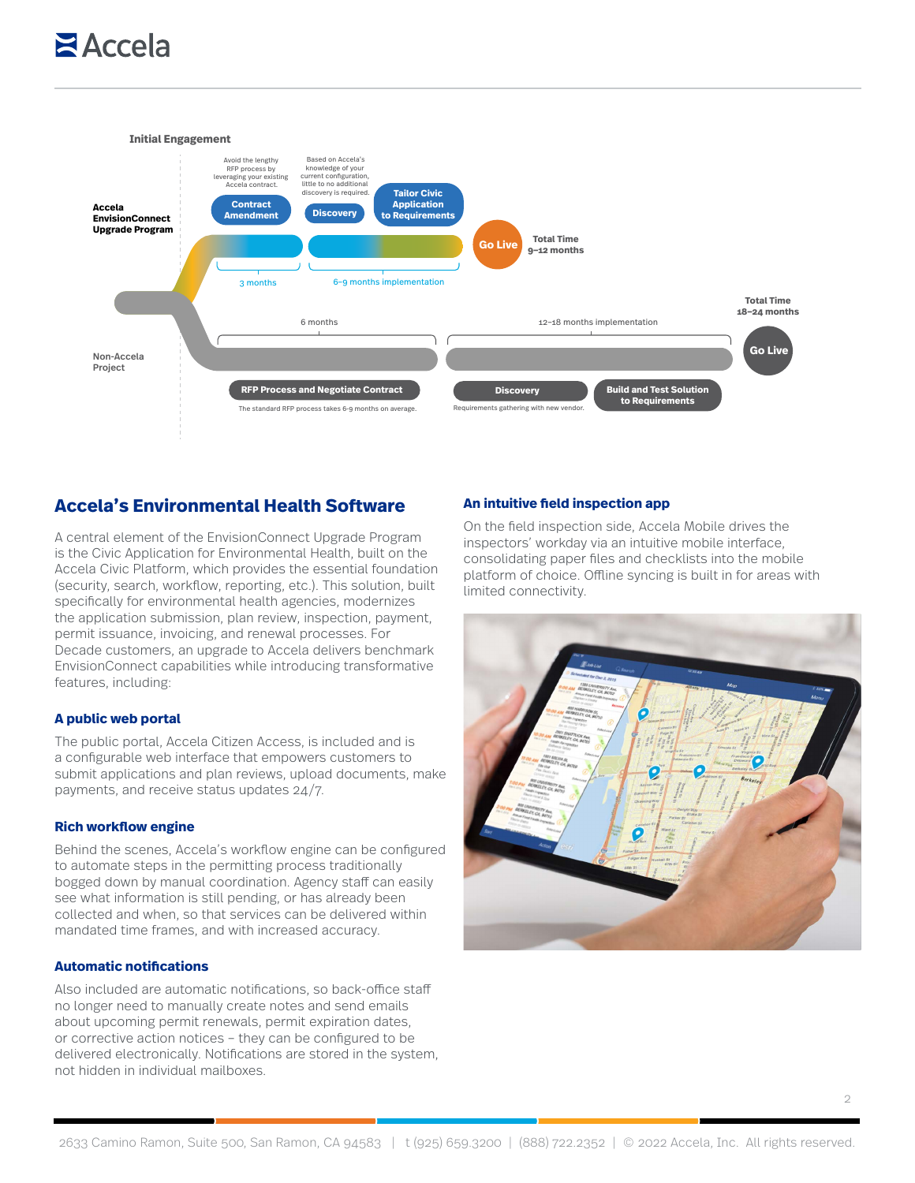**Initial Engagement**

**Accela EnvisionConnect Upgrade Program**

Avoid the lengthy RFP process by leveraging your existing Accela contract.

Based on Accela's knowledge of your current configuration, little to no additional discovery is required.

**Contract Amendment** → **Discovery** → **Tailor Civic Application to Requirements** → **Go Live**

3 months | 6–9 months implementation

**Total Time 9–12 months**

**Non-Accela Project**

6 months | 12–18 months implementation

**RFP Process and Negotiate Contract** → **Discovery** → **Build and Test Solution to Requirements** → **Go Live**

The standard RFP process takes 6-9 months on average.

Requirements gathering with new vendor.

**Total Time 18–24 months**

## Accela's Environmental Health Software

A central element of the EnvisionConnect Upgrade Program is the Civic Application for Environmental Health, built on the Accela Civic Platform, which provides the essential foundation (security, search, workflow, reporting, etc.). This solution, built specifically for environmental health agencies, modernizes the application submission, plan review, inspection, payment, permit issuance, invoicing, and renewal processes. For Decade customers, an upgrade to Accela delivers benchmark EnvisionConnect capabilities while introducing transformative features, including:

### A public web portal

The public portal, Accela Citizen Access, is included and is a configurable web interface that empowers customers to submit applications and plan reviews, upload documents, make payments, and receive status updates 24/7.

### Rich workflow engine

Behind the scenes, Accela's workflow engine can be configured to automate steps in the permitting process traditionally bogged down by manual coordination. Agency staff can easily see what information is still pending, or has already been collected and when, so that services can be delivered within mandated time frames, and with increased accuracy.

### Automatic notifications

Also included are automatic notifications, so back-office staff no longer need to manually create notes and send emails about upcoming permit renewals, permit expiration dates, or corrective action notices – they can be configured to be delivered electronically. Notifications are stored in the system, not hidden in individual mailboxes.

### An intuitive field inspection app

On the field inspection side, Accela Mobile drives the inspectors' workday via an intuitive mobile interface, consolidating paper files and checklists into the mobile platform of choice. Offline syncing is built in for areas with limited connectivity.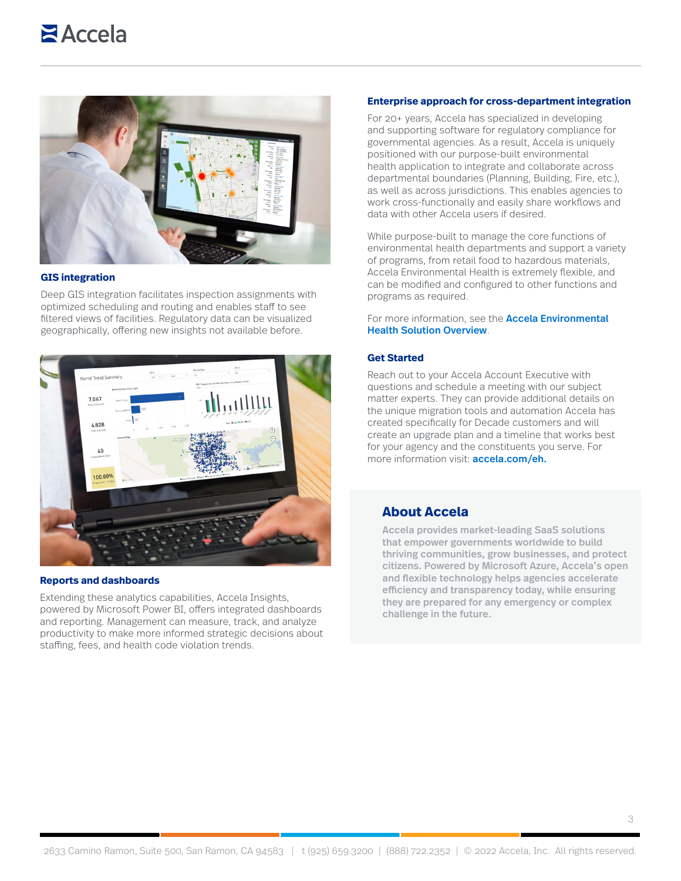### GIS integration

Deep GIS integration facilitates inspection assignments with optimized scheduling and routing and enables staff to see filtered views of facilities. Regulatory data can be visualized geographically, offering new insights not available before.

### Reports and dashboards

Extending these analytics capabilities, Accela Insights, powered by Microsoft Power BI, offers integrated dashboards and reporting. Management can measure, track, and analyze productivity to make more informed strategic decisions about staffing, fees, and health code violation trends.

### Enterprise approach for cross-department integration

For 20+ years, Accela has specialized in developing and supporting software for regulatory compliance for governmental agencies. As a result, Accela is uniquely positioned with our purpose-built environmental health application to integrate and collaborate across departmental boundaries (Planning, Building, Fire, etc.), as well as across jurisdictions. This enables agencies to work cross-functionally and easily share workflows and data with other Accela users if desired.

While purpose-built to manage the core functions of environmental health departments and support a variety of programs, from retail food to hazardous materials, Accela Environmental Health is extremely flexible, and can be modified and configured to other functions and programs as required.

For more information, see the **Accela Environmental Health Solution Overview**.

### Get Started

Reach out to your Accela Account Executive with questions and schedule a meeting with our subject matter experts. They can provide additional details on the unique migration tools and automation Accela has created specifically for Decade customers and will create an upgrade plan and a timeline that works best for your agency and the constituents you serve. For more information visit: **accela.com/eh.**

## About Accela

**Accela provides market-leading SaaS solutions that empower governments worldwide to build thriving communities, grow businesses, and protect citizens. Powered by Microsoft Azure, Accela's open and flexible technology helps agencies accelerate efficiency and transparency today, while ensuring they are prepared for any emergency or complex challenge in the future.**